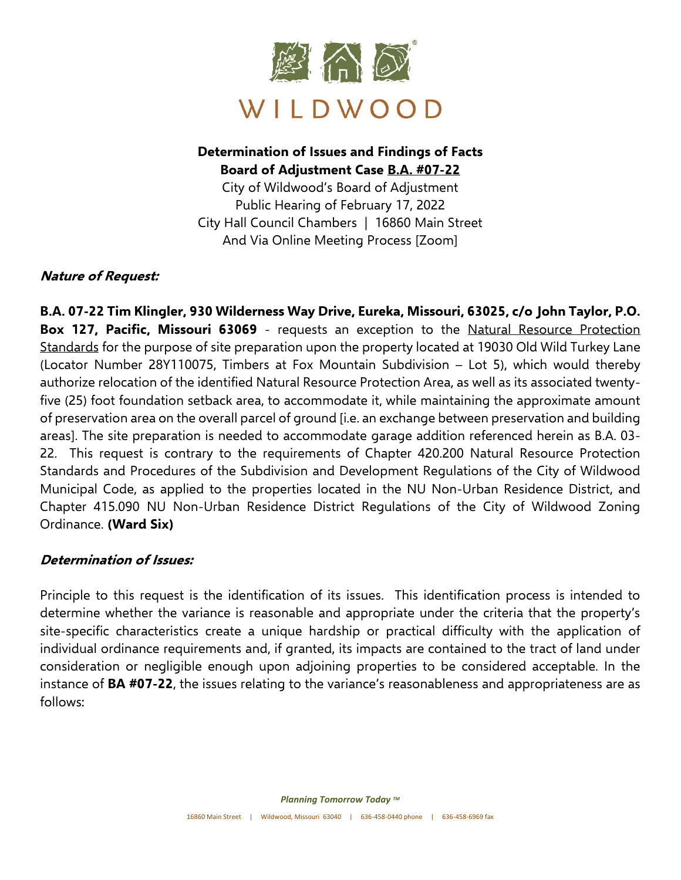WILDWOOD

**Determination of Issues and Findings of Facts**
**Board of Adjustment Case B.A. #07-22**
City of Wildwood's Board of Adjustment
Public Hearing of February 17, 2022
City Hall Council Chambers | 16860 Main Street
And Via Online Meeting Process [Zoom]

### *Nature of Request:*

**B.A. 07-22 Tim Klingler, 930 Wilderness Way Drive, Eureka, Missouri, 63025, c/o John Taylor, P.O. Box 127, Pacific, Missouri 63069** - requests an exception to the Natural Resource Protection Standards for the purpose of site preparation upon the property located at 19030 Old Wild Turkey Lane (Locator Number 28Y110075, Timbers at Fox Mountain Subdivision – Lot 5), which would thereby authorize relocation of the identified Natural Resource Protection Area, as well as its associated twenty-five (25) foot foundation setback area, to accommodate it, while maintaining the approximate amount of preservation area on the overall parcel of ground [i.e. an exchange between preservation and building areas]. The site preparation is needed to accommodate garage addition referenced herein as B.A. 03-22. This request is contrary to the requirements of Chapter 420.200 Natural Resource Protection Standards and Procedures of the Subdivision and Development Regulations of the City of Wildwood Municipal Code, as applied to the properties located in the NU Non-Urban Residence District, and Chapter 415.090 NU Non-Urban Residence District Regulations of the City of Wildwood Zoning Ordinance. **(Ward Six)**

### *Determination of Issues:*

Principle to this request is the identification of its issues. This identification process is intended to determine whether the variance is reasonable and appropriate under the criteria that the property's site-specific characteristics create a unique hardship or practical difficulty with the application of individual ordinance requirements and, if granted, its impacts are contained to the tract of land under consideration or negligible enough upon adjoining properties to be considered acceptable. In the instance of **BA #07-22**, the issues relating to the variance's reasonableness and appropriateness are as follows: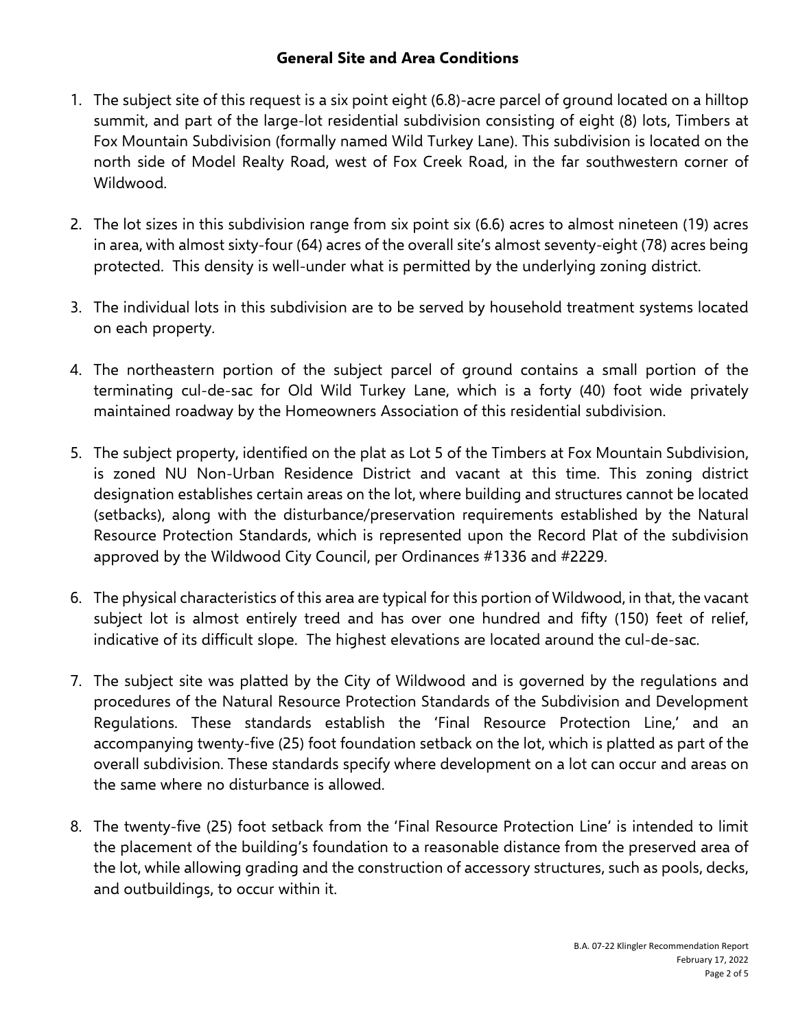## General Site and Area Conditions

1. The subject site of this request is a six point eight (6.8)-acre parcel of ground located on a hilltop summit, and part of the large-lot residential subdivision consisting of eight (8) lots, Timbers at Fox Mountain Subdivision (formally named Wild Turkey Lane). This subdivision is located on the north side of Model Realty Road, west of Fox Creek Road, in the far southwestern corner of Wildwood.

2. The lot sizes in this subdivision range from six point six (6.6) acres to almost nineteen (19) acres in area, with almost sixty-four (64) acres of the overall site's almost seventy-eight (78) acres being protected. This density is well-under what is permitted by the underlying zoning district.

3. The individual lots in this subdivision are to be served by household treatment systems located on each property.

4. The northeastern portion of the subject parcel of ground contains a small portion of the terminating cul-de-sac for Old Wild Turkey Lane, which is a forty (40) foot wide privately maintained roadway by the Homeowners Association of this residential subdivision.

5. The subject property, identified on the plat as Lot 5 of the Timbers at Fox Mountain Subdivision, is zoned NU Non-Urban Residence District and vacant at this time. This zoning district designation establishes certain areas on the lot, where building and structures cannot be located (setbacks), along with the disturbance/preservation requirements established by the Natural Resource Protection Standards, which is represented upon the Record Plat of the subdivision approved by the Wildwood City Council, per Ordinances #1336 and #2229.

6. The physical characteristics of this area are typical for this portion of Wildwood, in that, the vacant subject lot is almost entirely treed and has over one hundred and fifty (150) feet of relief, indicative of its difficult slope. The highest elevations are located around the cul-de-sac.

7. The subject site was platted by the City of Wildwood and is governed by the regulations and procedures of the Natural Resource Protection Standards of the Subdivision and Development Regulations. These standards establish the 'Final Resource Protection Line,' and an accompanying twenty-five (25) foot foundation setback on the lot, which is platted as part of the overall subdivision. These standards specify where development on a lot can occur and areas on the same where no disturbance is allowed.

8. The twenty-five (25) foot setback from the 'Final Resource Protection Line' is intended to limit the placement of the building's foundation to a reasonable distance from the preserved area of the lot, while allowing grading and the construction of accessory structures, such as pools, decks, and outbuildings, to occur within it.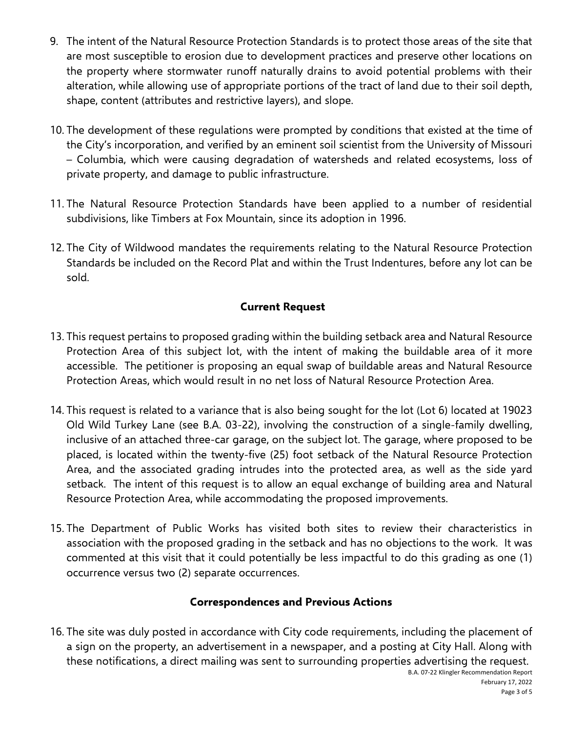9. The intent of the Natural Resource Protection Standards is to protect those areas of the site that are most susceptible to erosion due to development practices and preserve other locations on the property where stormwater runoff naturally drains to avoid potential problems with their alteration, while allowing use of appropriate portions of the tract of land due to their soil depth, shape, content (attributes and restrictive layers), and slope.

10. The development of these regulations were prompted by conditions that existed at the time of the City's incorporation, and verified by an eminent soil scientist from the University of Missouri – Columbia, which were causing degradation of watersheds and related ecosystems, loss of private property, and damage to public infrastructure.

11. The Natural Resource Protection Standards have been applied to a number of residential subdivisions, like Timbers at Fox Mountain, since its adoption in 1996.

12. The City of Wildwood mandates the requirements relating to the Natural Resource Protection Standards be included on the Record Plat and within the Trust Indentures, before any lot can be sold.

## Current Request

13. This request pertains to proposed grading within the building setback area and Natural Resource Protection Area of this subject lot, with the intent of making the buildable area of it more accessible. The petitioner is proposing an equal swap of buildable areas and Natural Resource Protection Areas, which would result in no net loss of Natural Resource Protection Area.

14. This request is related to a variance that is also being sought for the lot (Lot 6) located at 19023 Old Wild Turkey Lane (see B.A. 03-22), involving the construction of a single-family dwelling, inclusive of an attached three-car garage, on the subject lot. The garage, where proposed to be placed, is located within the twenty-five (25) foot setback of the Natural Resource Protection Area, and the associated grading intrudes into the protected area, as well as the side yard setback. The intent of this request is to allow an equal exchange of building area and Natural Resource Protection Area, while accommodating the proposed improvements.

15. The Department of Public Works has visited both sites to review their characteristics in association with the proposed grading in the setback and has no objections to the work. It was commented at this visit that it could potentially be less impactful to do this grading as one (1) occurrence versus two (2) separate occurrences.

## Correspondences and Previous Actions

16. The site was duly posted in accordance with City code requirements, including the placement of a sign on the property, an advertisement in a newspaper, and a posting at City Hall. Along with these notifications, a direct mailing was sent to surrounding properties advertising the request.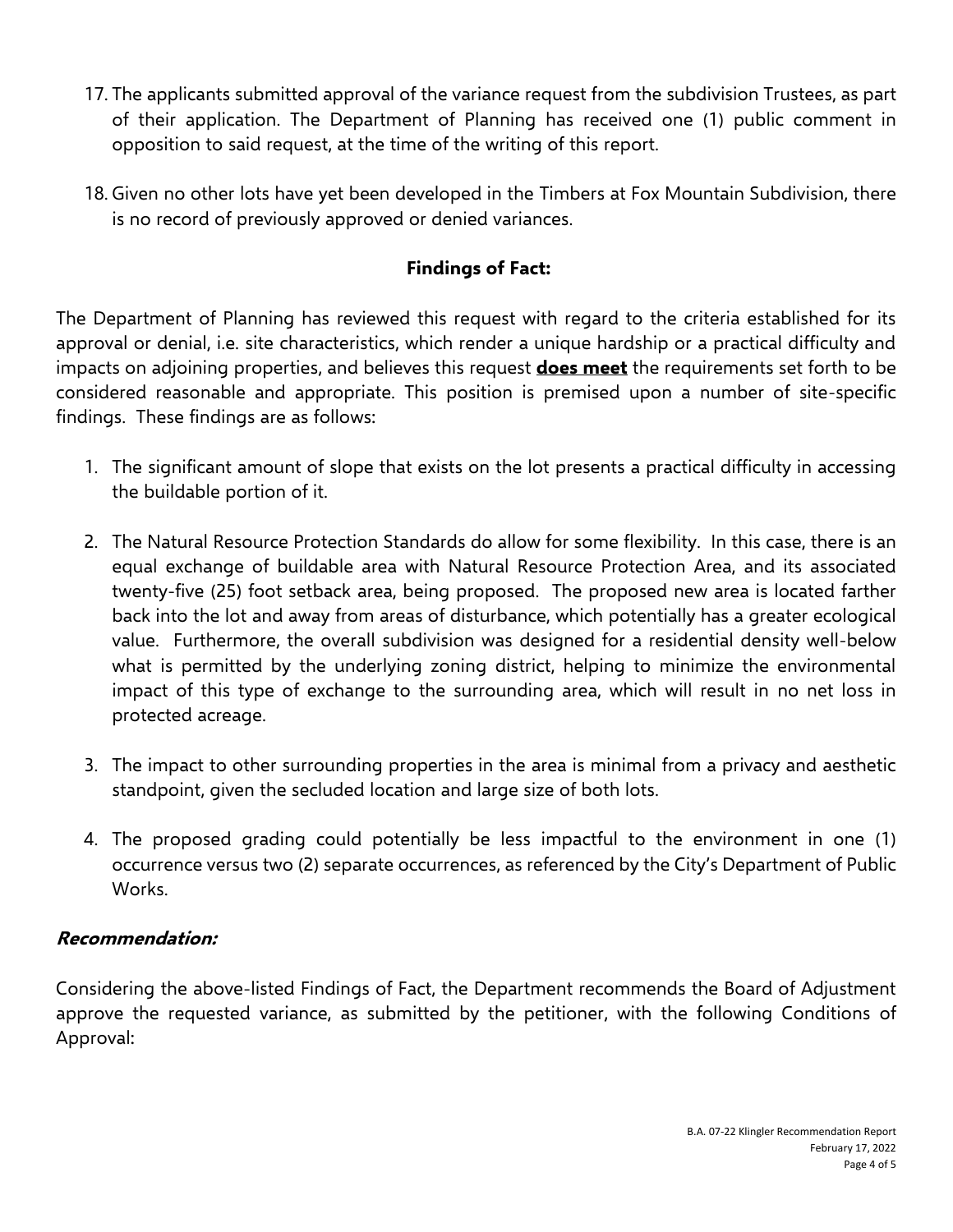17. The applicants submitted approval of the variance request from the subdivision Trustees, as part of their application. The Department of Planning has received one (1) public comment in opposition to said request, at the time of the writing of this report.

18. Given no other lots have yet been developed in the Timbers at Fox Mountain Subdivision, there is no record of previously approved or denied variances.

## Findings of Fact:

The Department of Planning has reviewed this request with regard to the criteria established for its approval or denial, i.e. site characteristics, which render a unique hardship or a practical difficulty and impacts on adjoining properties, and believes this request **does meet** the requirements set forth to be considered reasonable and appropriate. This position is premised upon a number of site-specific findings. These findings are as follows:

1. The significant amount of slope that exists on the lot presents a practical difficulty in accessing the buildable portion of it.

2. The Natural Resource Protection Standards do allow for some flexibility. In this case, there is an equal exchange of buildable area with Natural Resource Protection Area, and its associated twenty-five (25) foot setback area, being proposed. The proposed new area is located farther back into the lot and away from areas of disturbance, which potentially has a greater ecological value. Furthermore, the overall subdivision was designed for a residential density well-below what is permitted by the underlying zoning district, helping to minimize the environmental impact of this type of exchange to the surrounding area, which will result in no net loss in protected acreage.

3. The impact to other surrounding properties in the area is minimal from a privacy and aesthetic standpoint, given the secluded location and large size of both lots.

4. The proposed grading could potentially be less impactful to the environment in one (1) occurrence versus two (2) separate occurrences, as referenced by the City's Department of Public Works.

### *Recommendation:*

Considering the above-listed Findings of Fact, the Department recommends the Board of Adjustment approve the requested variance, as submitted by the petitioner, with the following Conditions of Approval: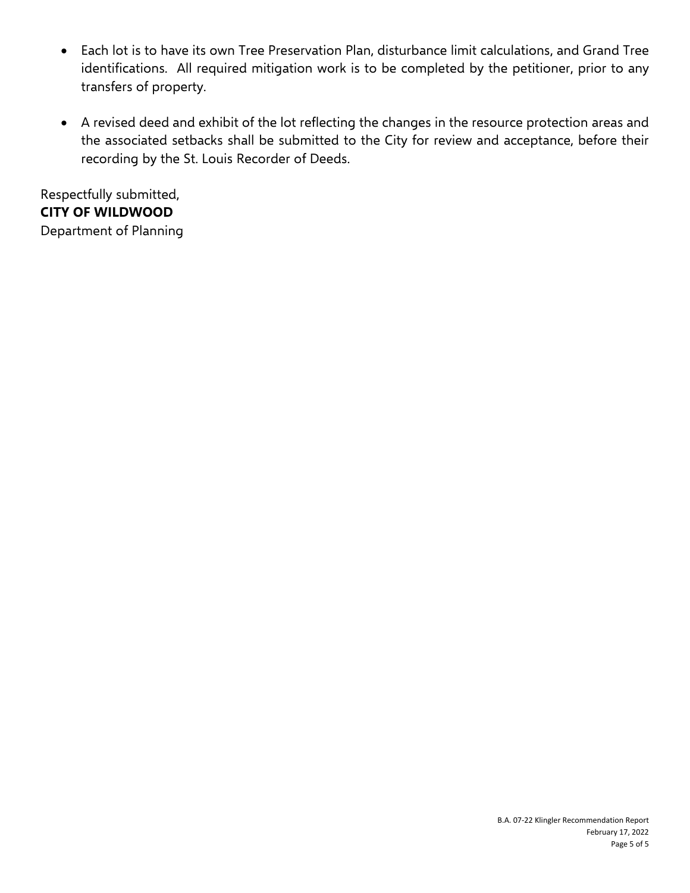- Each lot is to have its own Tree Preservation Plan, disturbance limit calculations, and Grand Tree identifications. All required mitigation work is to be completed by the petitioner, prior to any transfers of property.
- A revised deed and exhibit of the lot reflecting the changes in the resource protection areas and the associated setbacks shall be submitted to the City for review and acceptance, before their recording by the St. Louis Recorder of Deeds.

Respectfully submitted,
**CITY OF WILDWOOD**
Department of Planning